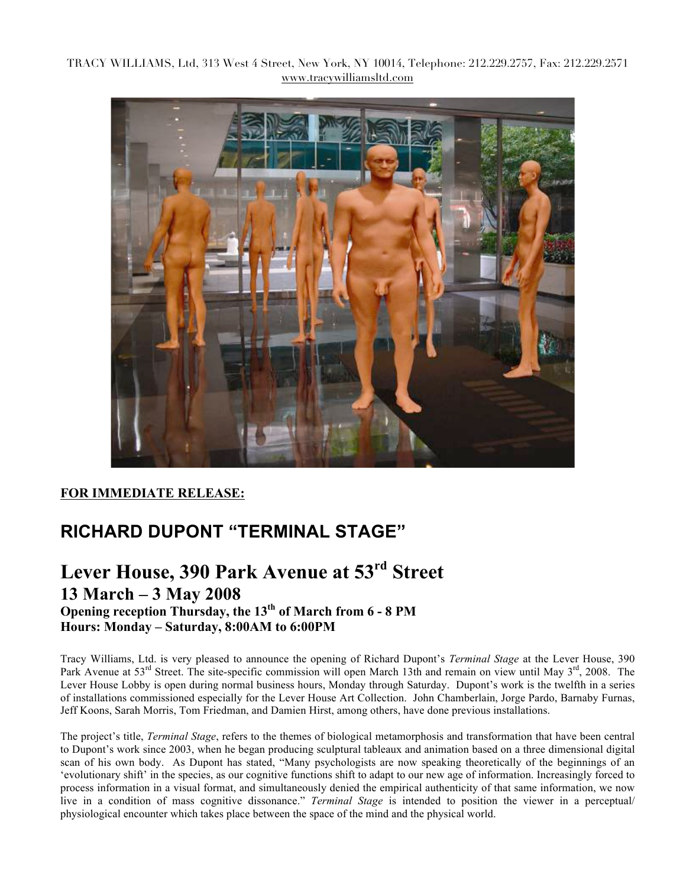TRACY WILLIAMS, Ltd, 313 West 4 Street, New York, NY 10014, Telephone: 212.229.2757, Fax: 212.229.2571
www.tracywilliamsltd.com

**FOR IMMEDIATE RELEASE:**

## RICHARD DUPONT "TERMINAL STAGE"

# Lever House, 390 Park Avenue at 53rd Street

### 13 March – 3 May 2008

**Opening reception Thursday, the 13th of March from 6 - 8 PM**
**Hours: Monday – Saturday, 8:00AM to 6:00PM**

Tracy Williams, Ltd. is very pleased to announce the opening of Richard Dupont's *Terminal Stage* at the Lever House, 390 Park Avenue at 53rd Street. The site-specific commission will open March 13th and remain on view until May 3rd, 2008. The Lever House Lobby is open during normal business hours, Monday through Saturday. Dupont's work is the twelfth in a series of installations commissioned especially for the Lever House Art Collection. John Chamberlain, Jorge Pardo, Barnaby Furnas, Jeff Koons, Sarah Morris, Tom Friedman, and Damien Hirst, among others, have done previous installations.

The project's title, *Terminal Stage*, refers to the themes of biological metamorphosis and transformation that have been central to Dupont's work since 2003, when he began producing sculptural tableaux and animation based on a three dimensional digital scan of his own body. As Dupont has stated, "Many psychologists are now speaking theoretically of the beginnings of an 'evolutionary shift' in the species, as our cognitive functions shift to adapt to our new age of information. Increasingly forced to process information in a visual format, and simultaneously denied the empirical authenticity of that same information, we now live in a condition of mass cognitive dissonance." *Terminal Stage* is intended to position the viewer in a perceptual/ physiological encounter which takes place between the space of the mind and the physical world.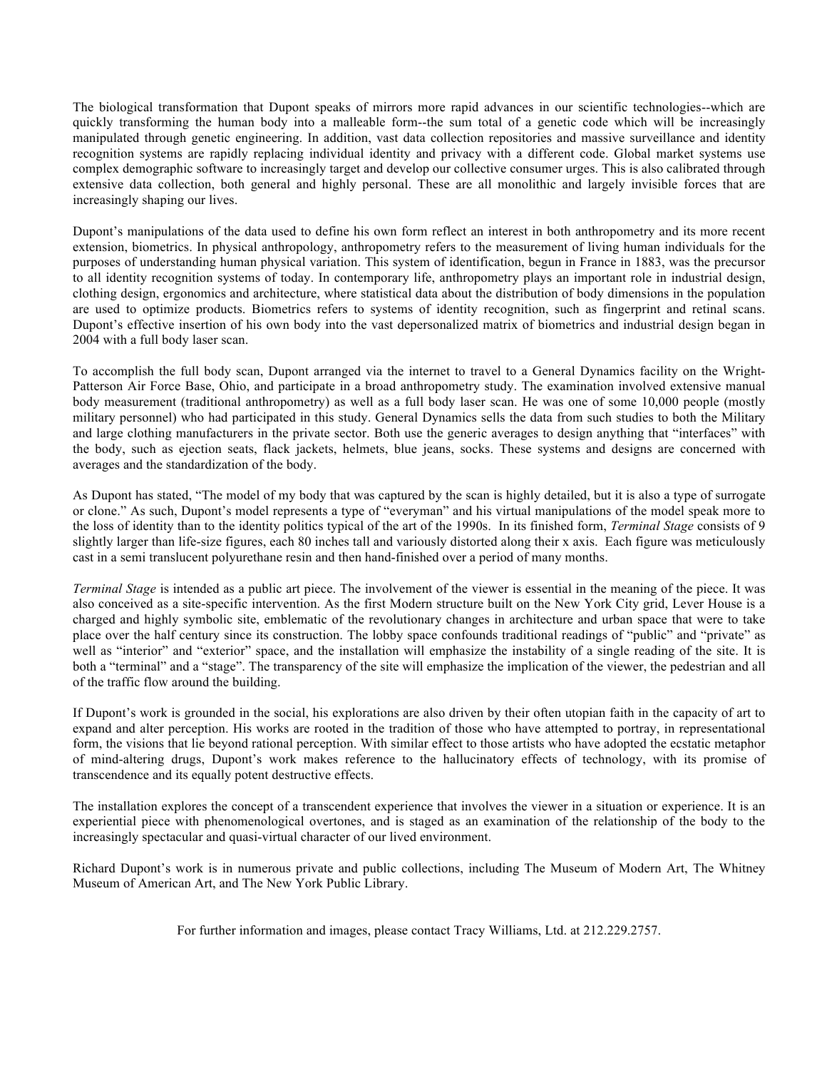The biological transformation that Dupont speaks of mirrors more rapid advances in our scientific technologies--which are quickly transforming the human body into a malleable form--the sum total of a genetic code which will be increasingly manipulated through genetic engineering. In addition, vast data collection repositories and massive surveillance and identity recognition systems are rapidly replacing individual identity and privacy with a different code. Global market systems use complex demographic software to increasingly target and develop our collective consumer urges. This is also calibrated through extensive data collection, both general and highly personal. These are all monolithic and largely invisible forces that are increasingly shaping our lives.

Dupont's manipulations of the data used to define his own form reflect an interest in both anthropometry and its more recent extension, biometrics. In physical anthropology, anthropometry refers to the measurement of living human individuals for the purposes of understanding human physical variation. This system of identification, begun in France in 1883, was the precursor to all identity recognition systems of today. In contemporary life, anthropometry plays an important role in industrial design, clothing design, ergonomics and architecture, where statistical data about the distribution of body dimensions in the population are used to optimize products. Biometrics refers to systems of identity recognition, such as fingerprint and retinal scans. Dupont's effective insertion of his own body into the vast depersonalized matrix of biometrics and industrial design began in 2004 with a full body laser scan.

To accomplish the full body scan, Dupont arranged via the internet to travel to a General Dynamics facility on the Wright-Patterson Air Force Base, Ohio, and participate in a broad anthropometry study. The examination involved extensive manual body measurement (traditional anthropometry) as well as a full body laser scan. He was one of some 10,000 people (mostly military personnel) who had participated in this study. General Dynamics sells the data from such studies to both the Military and large clothing manufacturers in the private sector. Both use the generic averages to design anything that "interfaces" with the body, such as ejection seats, flack jackets, helmets, blue jeans, socks. These systems and designs are concerned with averages and the standardization of the body.

As Dupont has stated, "The model of my body that was captured by the scan is highly detailed, but it is also a type of surrogate or clone." As such, Dupont's model represents a type of "everyman" and his virtual manipulations of the model speak more to the loss of identity than to the identity politics typical of the art of the 1990s. In its finished form, *Terminal Stage* consists of 9 slightly larger than life-size figures, each 80 inches tall and variously distorted along their x axis. Each figure was meticulously cast in a semi translucent polyurethane resin and then hand-finished over a period of many months.

*Terminal Stage* is intended as a public art piece. The involvement of the viewer is essential in the meaning of the piece. It was also conceived as a site-specific intervention. As the first Modern structure built on the New York City grid, Lever House is a charged and highly symbolic site, emblematic of the revolutionary changes in architecture and urban space that were to take place over the half century since its construction. The lobby space confounds traditional readings of "public" and "private" as well as "interior" and "exterior" space, and the installation will emphasize the instability of a single reading of the site. It is both a "terminal" and a "stage". The transparency of the site will emphasize the implication of the viewer, the pedestrian and all of the traffic flow around the building.

If Dupont's work is grounded in the social, his explorations are also driven by their often utopian faith in the capacity of art to expand and alter perception. His works are rooted in the tradition of those who have attempted to portray, in representational form, the visions that lie beyond rational perception. With similar effect to those artists who have adopted the ecstatic metaphor of mind-altering drugs, Dupont's work makes reference to the hallucinatory effects of technology, with its promise of transcendence and its equally potent destructive effects.

The installation explores the concept of a transcendent experience that involves the viewer in a situation or experience. It is an experiential piece with phenomenological overtones, and is staged as an examination of the relationship of the body to the increasingly spectacular and quasi-virtual character of our lived environment.

Richard Dupont's work is in numerous private and public collections, including The Museum of Modern Art, The Whitney Museum of American Art, and The New York Public Library.

For further information and images, please contact Tracy Williams, Ltd. at 212.229.2757.